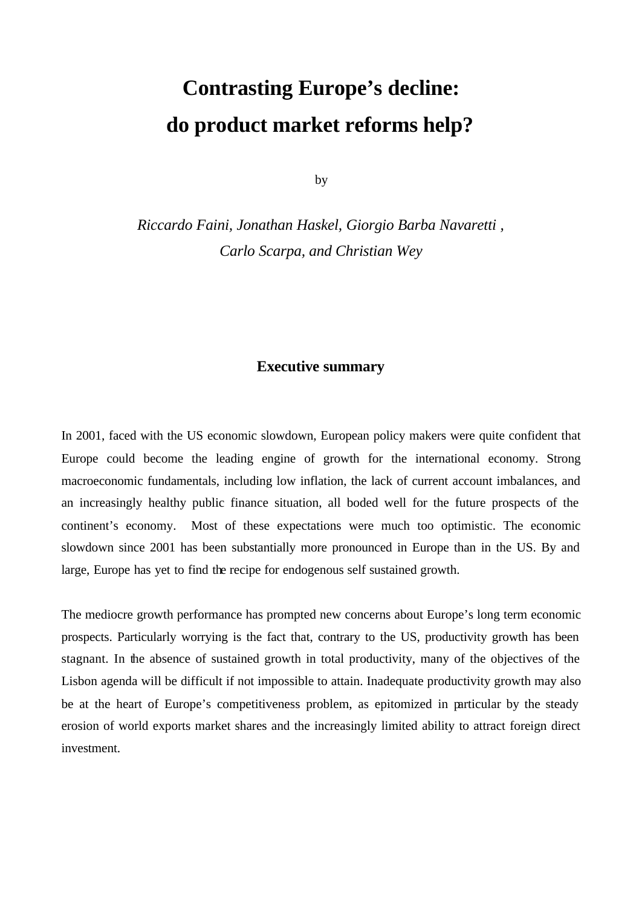# Contrasting Europe's decline:
# do product market reforms help?

by

*Riccardo Faini, Jonathan Haskel, Giorgio Barba Navaretti ,*
*Carlo Scarpa, and Christian Wey*

## Executive summary

In 2001, faced with the US economic slowdown, European policy makers were quite confident that Europe could become the leading engine of growth for the international economy. Strong macroeconomic fundamentals, including low inflation, the lack of current account imbalances, and an increasingly healthy public finance situation, all boded well for the future prospects of the continent's economy. Most of these expectations were much too optimistic. The economic slowdown since 2001 has been substantially more pronounced in Europe than in the US. By and large, Europe has yet to find the recipe for endogenous self sustained growth.

The mediocre growth performance has prompted new concerns about Europe's long term economic prospects. Particularly worrying is the fact that, contrary to the US, productivity growth has been stagnant. In the absence of sustained growth in total productivity, many of the objectives of the Lisbon agenda will be difficult if not impossible to attain. Inadequate productivity growth may also be at the heart of Europe's competitiveness problem, as epitomized in particular by the steady erosion of world exports market shares and the increasingly limited ability to attract foreign direct investment.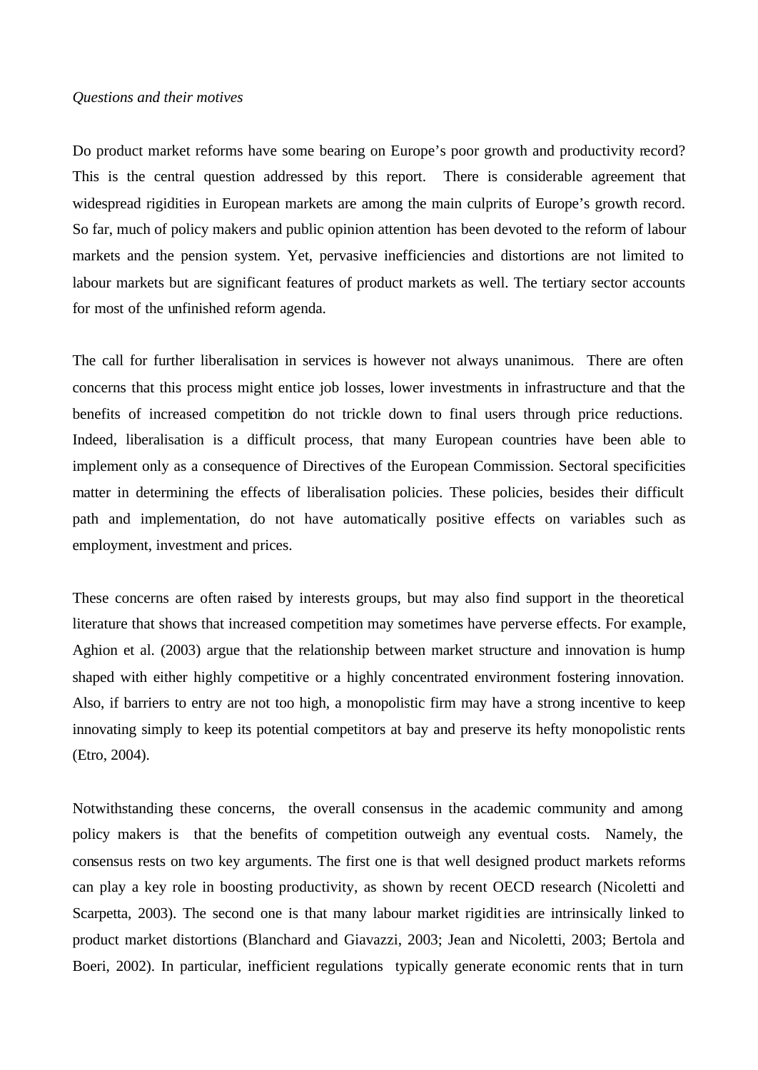*Questions and their motives*

Do product market reforms have some bearing on Europe's poor growth and productivity record? This is the central question addressed by this report. There is considerable agreement that widespread rigidities in European markets are among the main culprits of Europe's growth record. So far, much of policy makers and public opinion attention has been devoted to the reform of labour markets and the pension system. Yet, pervasive inefficiencies and distortions are not limited to labour markets but are significant features of product markets as well. The tertiary sector accounts for most of the unfinished reform agenda.

The call for further liberalisation in services is however not always unanimous. There are often concerns that this process might entice job losses, lower investments in infrastructure and that the benefits of increased competition do not trickle down to final users through price reductions. Indeed, liberalisation is a difficult process, that many European countries have been able to implement only as a consequence of Directives of the European Commission. Sectoral specificities matter in determining the effects of liberalisation policies. These policies, besides their difficult path and implementation, do not have automatically positive effects on variables such as employment, investment and prices.

These concerns are often raised by interests groups, but may also find support in the theoretical literature that shows that increased competition may sometimes have perverse effects. For example, Aghion et al. (2003) argue that the relationship between market structure and innovation is hump shaped with either highly competitive or a highly concentrated environment fostering innovation. Also, if barriers to entry are not too high, a monopolistic firm may have a strong incentive to keep innovating simply to keep its potential competitors at bay and preserve its hefty monopolistic rents (Etro, 2004).

Notwithstanding these concerns, the overall consensus in the academic community and among policy makers is that the benefits of competition outweigh any eventual costs. Namely, the consensus rests on two key arguments. The first one is that well designed product markets reforms can play a key role in boosting productivity, as shown by recent OECD research (Nicoletti and Scarpetta, 2003). The second one is that many labour market rigidities are intrinsically linked to product market distortions (Blanchard and Giavazzi, 2003; Jean and Nicoletti, 2003; Bertola and Boeri, 2002). In particular, inefficient regulations typically generate economic rents that in turn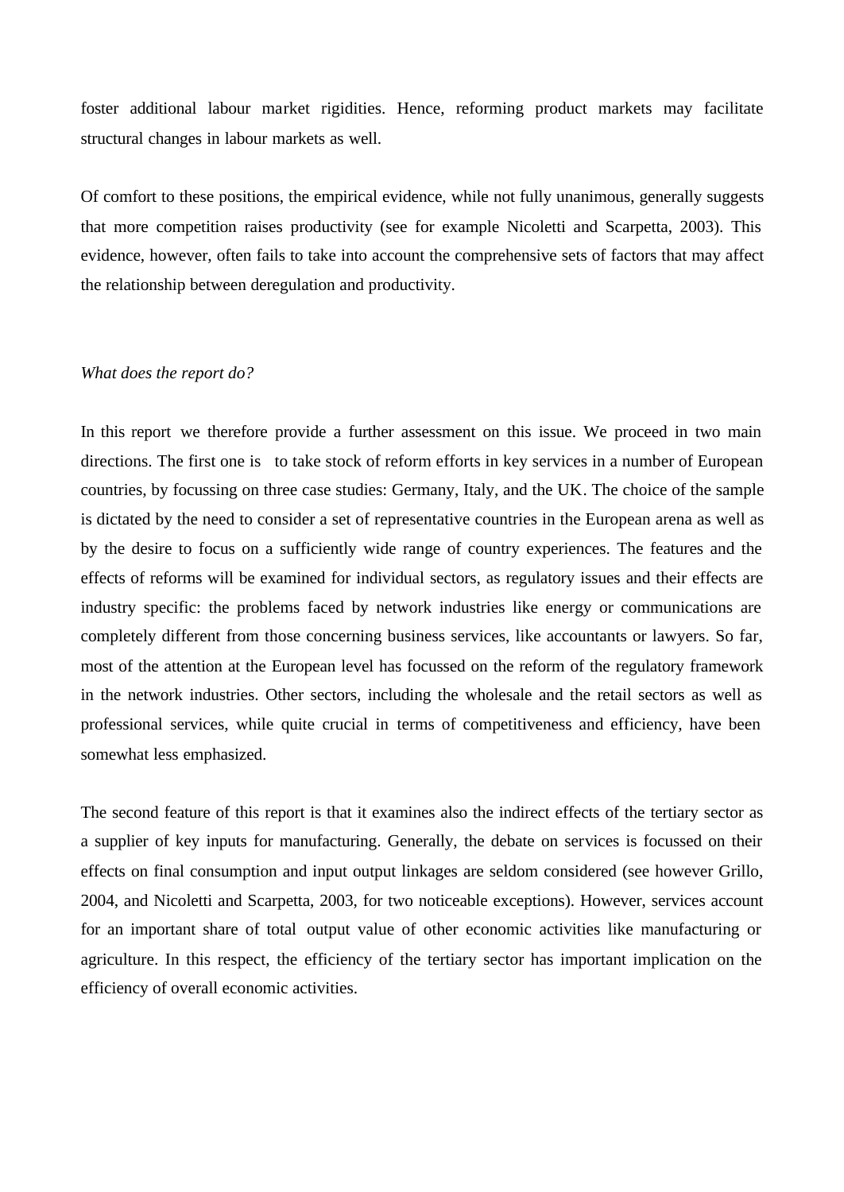foster additional labour market rigidities. Hence, reforming product markets may facilitate structural changes in labour markets as well.

Of comfort to these positions, the empirical evidence, while not fully unanimous, generally suggests that more competition raises productivity (see for example Nicoletti and Scarpetta, 2003). This evidence, however, often fails to take into account the comprehensive sets of factors that may affect the relationship between deregulation and productivity.

*What does the report do?*

In this report we therefore provide a further assessment on this issue. We proceed in two main directions. The first one is to take stock of reform efforts in key services in a number of European countries, by focussing on three case studies: Germany, Italy, and the UK. The choice of the sample is dictated by the need to consider a set of representative countries in the European arena as well as by the desire to focus on a sufficiently wide range of country experiences. The features and the effects of reforms will be examined for individual sectors, as regulatory issues and their effects are industry specific: the problems faced by network industries like energy or communications are completely different from those concerning business services, like accountants or lawyers. So far, most of the attention at the European level has focussed on the reform of the regulatory framework in the network industries. Other sectors, including the wholesale and the retail sectors as well as professional services, while quite crucial in terms of competitiveness and efficiency, have been somewhat less emphasized.

The second feature of this report is that it examines also the indirect effects of the tertiary sector as a supplier of key inputs for manufacturing. Generally, the debate on services is focussed on their effects on final consumption and input output linkages are seldom considered (see however Grillo, 2004, and Nicoletti and Scarpetta, 2003, for two noticeable exceptions). However, services account for an important share of total output value of other economic activities like manufacturing or agriculture. In this respect, the efficiency of the tertiary sector has important implication on the efficiency of overall economic activities.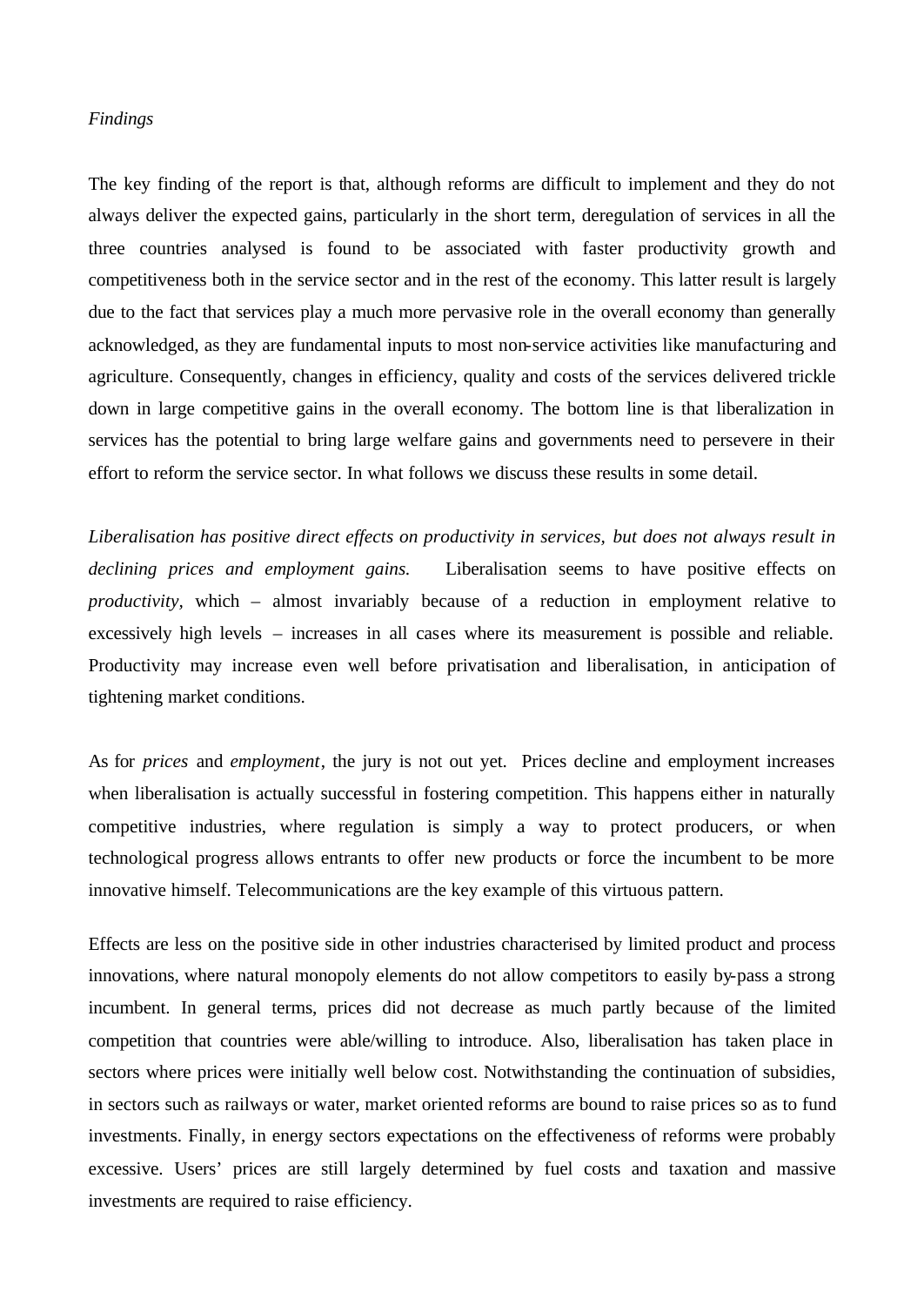*Findings*

The key finding of the report is that, although reforms are difficult to implement and they do not always deliver the expected gains, particularly in the short term, deregulation of services in all the three countries analysed is found to be associated with faster productivity growth and competitiveness both in the service sector and in the rest of the economy. This latter result is largely due to the fact that services play a much more pervasive role in the overall economy than generally acknowledged, as they are fundamental inputs to most non-service activities like manufacturing and agriculture. Consequently, changes in efficiency, quality and costs of the services delivered trickle down in large competitive gains in the overall economy. The bottom line is that liberalization in services has the potential to bring large welfare gains and governments need to persevere in their effort to reform the service sector. In what follows we discuss these results in some detail.

*Liberalisation has positive direct effects on productivity in services, but does not always result in declining prices and employment gains.* Liberalisation seems to have positive effects on *productivity*, which – almost invariably because of a reduction in employment relative to excessively high levels – increases in all cases where its measurement is possible and reliable. Productivity may increase even well before privatisation and liberalisation, in anticipation of tightening market conditions.

As for *prices* and *employment*, the jury is not out yet. Prices decline and employment increases when liberalisation is actually successful in fostering competition. This happens either in naturally competitive industries, where regulation is simply a way to protect producers, or when technological progress allows entrants to offer new products or force the incumbent to be more innovative himself. Telecommunications are the key example of this virtuous pattern.

Effects are less on the positive side in other industries characterised by limited product and process innovations, where natural monopoly elements do not allow competitors to easily by-pass a strong incumbent. In general terms, prices did not decrease as much partly because of the limited competition that countries were able/willing to introduce. Also, liberalisation has taken place in sectors where prices were initially well below cost. Notwithstanding the continuation of subsidies, in sectors such as railways or water, market oriented reforms are bound to raise prices so as to fund investments. Finally, in energy sectors expectations on the effectiveness of reforms were probably excessive. Users' prices are still largely determined by fuel costs and taxation and massive investments are required to raise efficiency.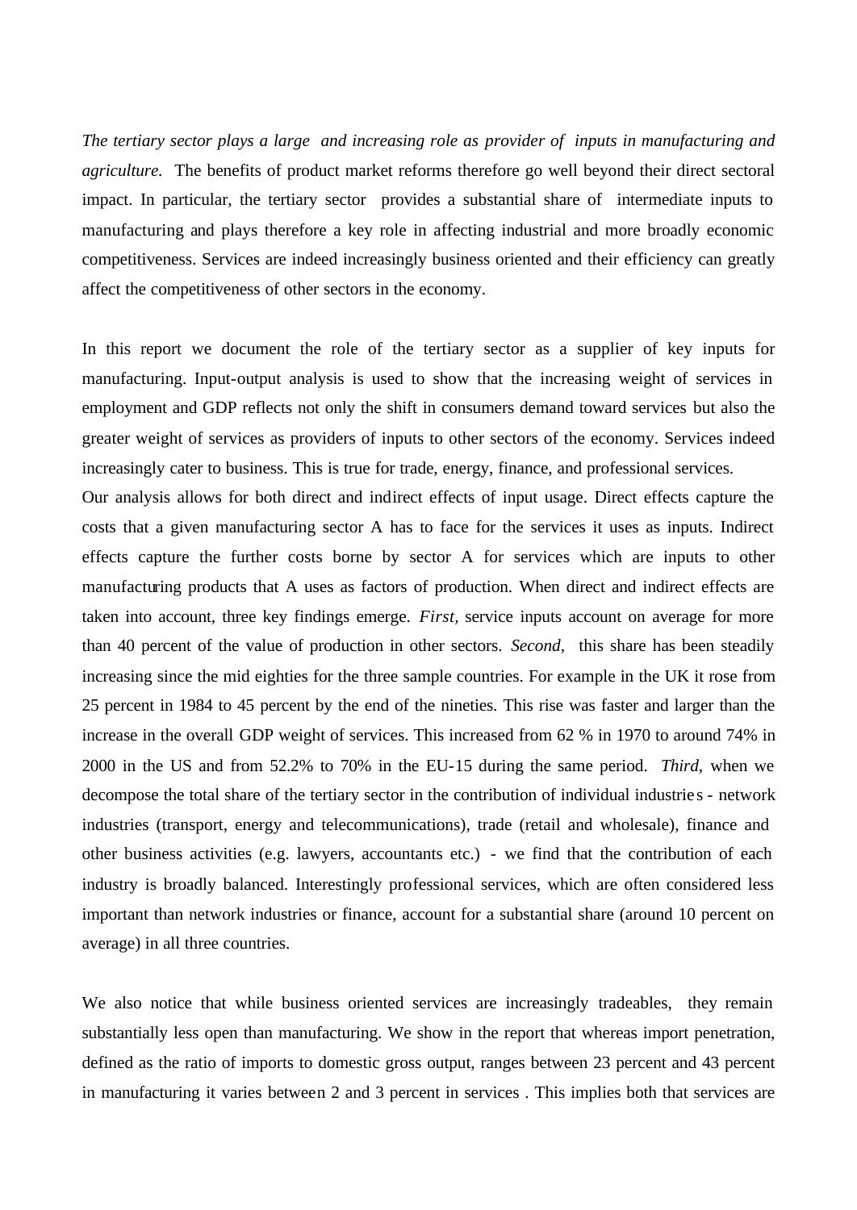*The tertiary sector plays a large and increasing role as provider of inputs in manufacturing and agriculture.* The benefits of product market reforms therefore go well beyond their direct sectoral impact. In particular, the tertiary sector provides a substantial share of intermediate inputs to manufacturing and plays therefore a key role in affecting industrial and more broadly economic competitiveness. Services are indeed increasingly business oriented and their efficiency can greatly affect the competitiveness of other sectors in the economy.

In this report we document the role of the tertiary sector as a supplier of key inputs for manufacturing. Input-output analysis is used to show that the increasing weight of services in employment and GDP reflects not only the shift in consumers demand toward services but also the greater weight of services as providers of inputs to other sectors of the economy. Services indeed increasingly cater to business. This is true for trade, energy, finance, and professional services.
Our analysis allows for both direct and indirect effects of input usage. Direct effects capture the costs that a given manufacturing sector A has to face for the services it uses as inputs. Indirect effects capture the further costs borne by sector A for services which are inputs to other manufacturing products that A uses as factors of production. When direct and indirect effects are taken into account, three key findings emerge. *First,* service inputs account on average for more than 40 percent of the value of production in other sectors. *Second,* this share has been steadily increasing since the mid eighties for the three sample countries. For example in the UK it rose from 25 percent in 1984 to 45 percent by the end of the nineties. This rise was faster and larger than the increase in the overall GDP weight of services. This increased from 62 % in 1970 to around 74% in 2000 in the US and from 52.2% to 70% in the EU-15 during the same period. *Third,* when we decompose the total share of the tertiary sector in the contribution of individual industries - network industries (transport, energy and telecommunications), trade (retail and wholesale), finance and other business activities (e.g. lawyers, accountants etc.) - we find that the contribution of each industry is broadly balanced. Interestingly professional services, which are often considered less important than network industries or finance, account for a substantial share (around 10 percent on average) in all three countries.

We also notice that while business oriented services are increasingly tradeables, they remain substantially less open than manufacturing. We show in the report that whereas import penetration, defined as the ratio of imports to domestic gross output, ranges between 23 percent and 43 percent in manufacturing it varies between 2 and 3 percent in services . This implies both that services are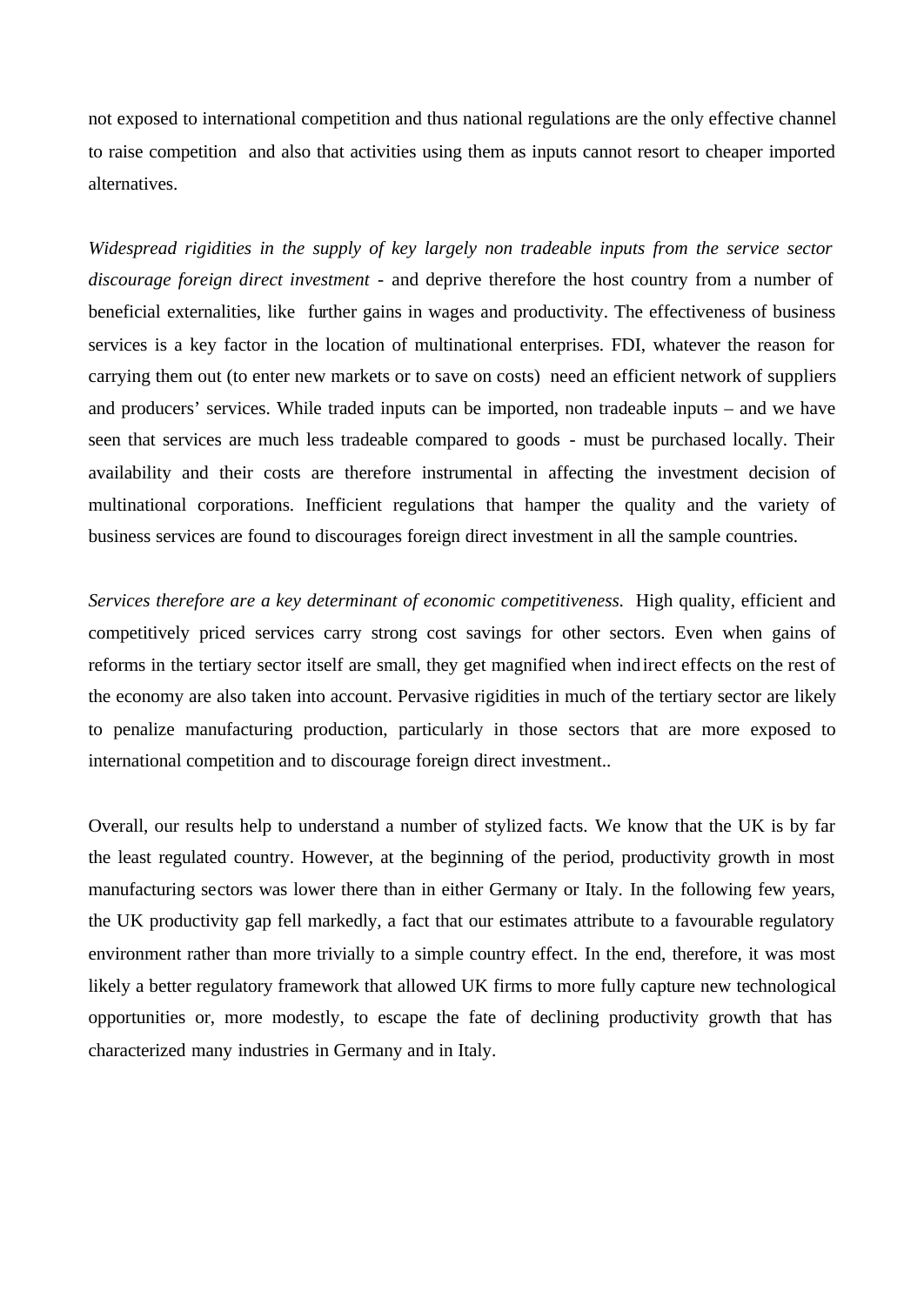not exposed to international competition and thus national regulations are the only effective channel to raise competition and also that activities using them as inputs cannot resort to cheaper imported alternatives.

*Widespread rigidities in the supply of key largely non tradeable inputs from the service sector discourage foreign direct investment* - and deprive therefore the host country from a number of beneficial externalities, like further gains in wages and productivity. The effectiveness of business services is a key factor in the location of multinational enterprises. FDI, whatever the reason for carrying them out (to enter new markets or to save on costs) need an efficient network of suppliers and producers' services. While traded inputs can be imported, non tradeable inputs – and we have seen that services are much less tradeable compared to goods - must be purchased locally. Their availability and their costs are therefore instrumental in affecting the investment decision of multinational corporations. Inefficient regulations that hamper the quality and the variety of business services are found to discourages foreign direct investment in all the sample countries.

*Services therefore are a key determinant of economic competitiveness.* High quality, efficient and competitively priced services carry strong cost savings for other sectors. Even when gains of reforms in the tertiary sector itself are small, they get magnified when indirect effects on the rest of the economy are also taken into account. Pervasive rigidities in much of the tertiary sector are likely to penalize manufacturing production, particularly in those sectors that are more exposed to international competition and to discourage foreign direct investment..

Overall, our results help to understand a number of stylized facts. We know that the UK is by far the least regulated country. However, at the beginning of the period, productivity growth in most manufacturing sectors was lower there than in either Germany or Italy. In the following few years, the UK productivity gap fell markedly, a fact that our estimates attribute to a favourable regulatory environment rather than more trivially to a simple country effect. In the end, therefore, it was most likely a better regulatory framework that allowed UK firms to more fully capture new technological opportunities or, more modestly, to escape the fate of declining productivity growth that has characterized many industries in Germany and in Italy.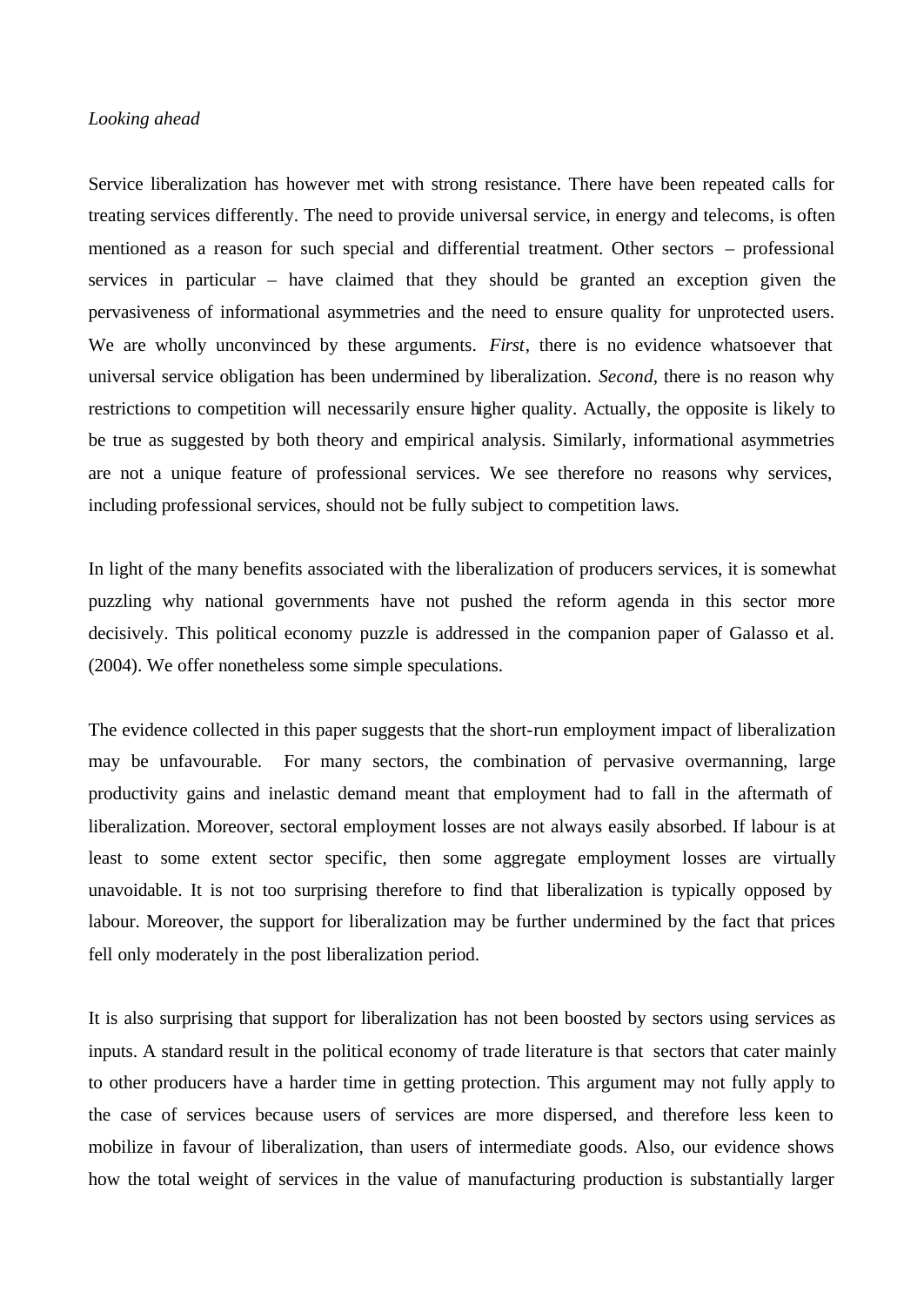*Looking ahead*

Service liberalization has however met with strong resistance. There have been repeated calls for treating services differently. The need to provide universal service, in energy and telecoms, is often mentioned as a reason for such special and differential treatment. Other sectors – professional services in particular – have claimed that they should be granted an exception given the pervasiveness of informational asymmetries and the need to ensure quality for unprotected users. We are wholly unconvinced by these arguments. *First*, there is no evidence whatsoever that universal service obligation has been undermined by liberalization. *Second*, there is no reason why restrictions to competition will necessarily ensure higher quality. Actually, the opposite is likely to be true as suggested by both theory and empirical analysis. Similarly, informational asymmetries are not a unique feature of professional services. We see therefore no reasons why services, including professional services, should not be fully subject to competition laws.

In light of the many benefits associated with the liberalization of producers services, it is somewhat puzzling why national governments have not pushed the reform agenda in this sector more decisively. This political economy puzzle is addressed in the companion paper of Galasso et al. (2004). We offer nonetheless some simple speculations.

The evidence collected in this paper suggests that the short-run employment impact of liberalization may be unfavourable. For many sectors, the combination of pervasive overmanning, large productivity gains and inelastic demand meant that employment had to fall in the aftermath of liberalization. Moreover, sectoral employment losses are not always easily absorbed. If labour is at least to some extent sector specific, then some aggregate employment losses are virtually unavoidable. It is not too surprising therefore to find that liberalization is typically opposed by labour. Moreover, the support for liberalization may be further undermined by the fact that prices fell only moderately in the post liberalization period.

It is also surprising that support for liberalization has not been boosted by sectors using services as inputs. A standard result in the political economy of trade literature is that sectors that cater mainly to other producers have a harder time in getting protection. This argument may not fully apply to the case of services because users of services are more dispersed, and therefore less keen to mobilize in favour of liberalization, than users of intermediate goods. Also, our evidence shows how the total weight of services in the value of manufacturing production is substantially larger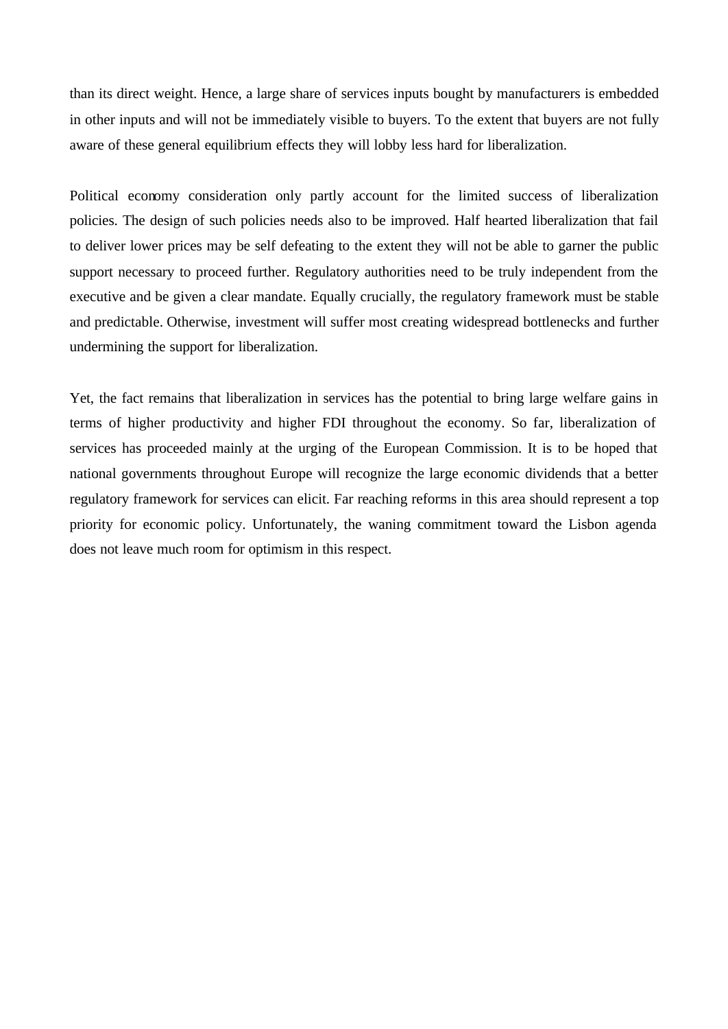than its direct weight. Hence, a large share of services inputs bought by manufacturers is embedded in other inputs and will not be immediately visible to buyers. To the extent that buyers are not fully aware of these general equilibrium effects they will lobby less hard for liberalization.

Political economy consideration only partly account for the limited success of liberalization policies. The design of such policies needs also to be improved. Half hearted liberalization that fail to deliver lower prices may be self defeating to the extent they will not be able to garner the public support necessary to proceed further. Regulatory authorities need to be truly independent from the executive and be given a clear mandate. Equally crucially, the regulatory framework must be stable and predictable. Otherwise, investment will suffer most creating widespread bottlenecks and further undermining the support for liberalization.

Yet, the fact remains that liberalization in services has the potential to bring large welfare gains in terms of higher productivity and higher FDI throughout the economy. So far, liberalization of services has proceeded mainly at the urging of the European Commission. It is to be hoped that national governments throughout Europe will recognize the large economic dividends that a better regulatory framework for services can elicit. Far reaching reforms in this area should represent a top priority for economic policy. Unfortunately, the waning commitment toward the Lisbon agenda does not leave much room for optimism in this respect.